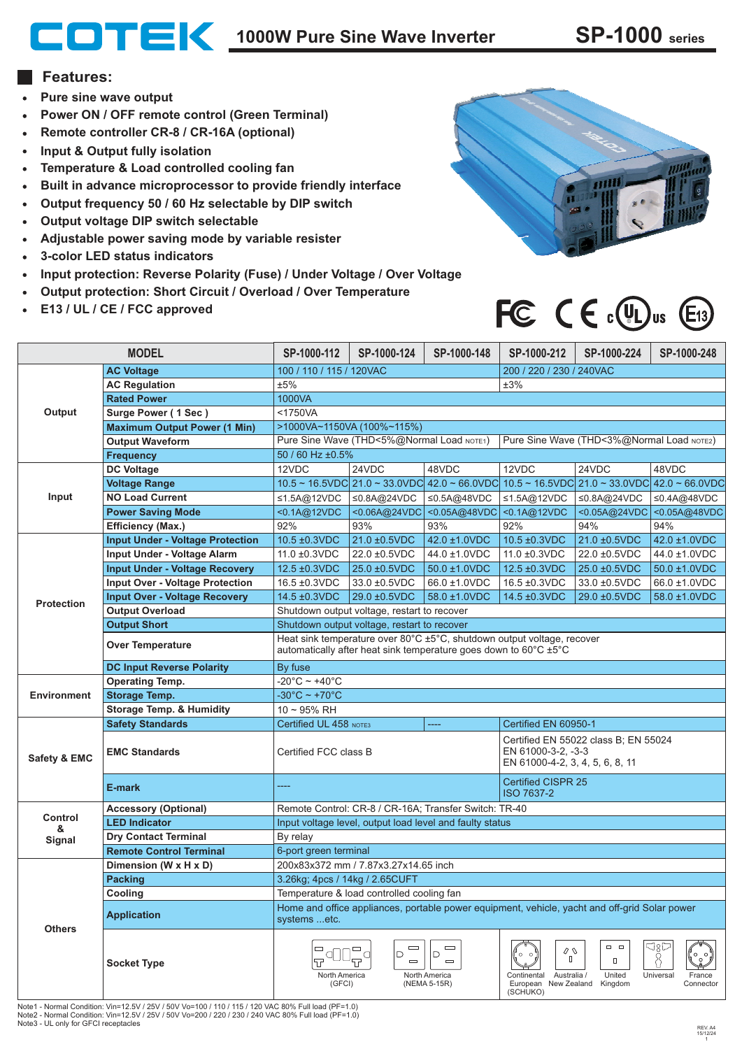# COTEK 1000W Pure Sine Wave Inverter SP-1000 series

## Features:

- Pure sine wave output
- Power ON / OFF remote control (Green Terminal)
- Remote controller CR-8 / CR-16A (optional)
- Input & Output fully isolation
- Temperature & Load controlled cooling fan
- Built in advance microprocessor to provide friendly interface
- Output frequency 50 / 60 Hz selectable by DIP switch
- Output voltage DIP switch selectable
- Adjustable power saving mode by variable resister
- 3-color LED status indicators
- Input protection: Reverse Polarity (Fuse) / Under Voltage / Over Voltage
- Output protection: Short Circuit / Overload / Over Temperature
- E13 / UL / CE / FCC approved

| MODEL | | SP-1000-112 | SP-1000-124 | SP-1000-148 | SP-1000-212 | SP-1000-224 | SP-1000-248 |
|---|---|---|---|---|---|---|---|
| Output | AC Voltage | 100 / 110 / 115 / 120VAC | | | 200 / 220 / 230 / 240VAC | | |
| | AC Regulation | ±5% | | | ±3% | | |
| | Rated Power | 1000VA | | | | | |
| | Surge Power ( 1 Sec ) | <1750VA | | | | | |
| | Maximum Output Power (1 Min) | >1000VA~1150VA (100%~115%) | | | | | |
| | Output Waveform | Pure Sine Wave (THD<5%@Normal Load NOTE1) | | | Pure Sine Wave (THD<3%@Normal Load NOTE2) | | |
| | Frequency | 50 / 60 Hz ±0.5% | | | | | |
| Input | DC Voltage | 12VDC | 24VDC | 48VDC | 12VDC | 24VDC | 48VDC |
| | Voltage Range | 10.5 ~ 16.5VDC | 21.0 ~ 33.0VDC | 42.0 ~ 66.0VDC | 10.5 ~ 16.5VDC | 21.0 ~ 33.0VDC | 42.0 ~ 66.0VDC |
| | NO Load Current | ≤1.5A@12VDC | ≤0.8A@24VDC | ≤0.5A@48VDC | ≤1.5A@12VDC | ≤0.8A@24VDC | ≤0.4A@48VDC |
| | Power Saving Mode | <0.1A@12VDC | <0.06A@24VDC | <0.05A@48VDC | <0.1A@12VDC | <0.05A@24VDC | <0.05A@48VDC |
| | Efficiency (Max.) | 92% | 93% | 93% | 92% | 94% | 94% |
| Protection | Input Under - Voltage Protection | 10.5 ±0.3VDC | 21.0 ±0.5VDC | 42.0 ±1.0VDC | 10.5 ±0.3VDC | 21.0 ±0.5VDC | 42.0 ±1.0VDC |
| | Input Under - Voltage Alarm | 11.0 ±0.3VDC | 22.0 ±0.5VDC | 44.0 ±1.0VDC | 11.0 ±0.3VDC | 22.0 ±0.5VDC | 44.0 ±1.0VDC |
| | Input Under - Voltage Recovery | 12.5 ±0.3VDC | 25.0 ±0.5VDC | 50.0 ±1.0VDC | 12.5 ±0.3VDC | 25.0 ±0.5VDC | 50.0 ±1.0VDC |
| | Input Over - Voltage Protection | 16.5 ±0.3VDC | 33.0 ±0.5VDC | 66.0 ±1.0VDC | 16.5 ±0.3VDC | 33.0 ±0.5VDC | 66.0 ±1.0VDC |
| | Input Over - Voltage Recovery | 14.5 ±0.3VDC | 29.0 ±0.5VDC | 58.0 ±1.0VDC | 14.5 ±0.3VDC | 29.0 ±0.5VDC | 58.0 ±1.0VDC |
| | Output Overload | Shutdown output voltage, restart to recover | | | | | |
| | Output Short | Shutdown output voltage, restart to recover | | | | | |
| | Over Temperature | Heat sink temperature over 80°C ±5°C, shutdown output voltage, recover automatically after heat sink temperature goes down to 60°C ±5°C | | | | | |
| | DC Input Reverse Polarity | By fuse | | | | | |
| Environment | Operating Temp. | -20°C ~ +40°C | | | | | |
| | Storage Temp. | -30°C ~ +70°C | | | | | |
| | Storage Temp. & Humidity | 10 ~ 95% RH | | | | | |
| Safety & EMC | Safety Standards | Certified UL 458 NOTE3 | | ---- | Certified EN 60950-1 | | |
| | EMC Standards | Certified FCC class B | | | Certified EN 55022 class B; EN 55024<br>EN 61000-3-2, -3-3<br>EN 61000-4-2, 3, 4, 5, 6, 8, 11 | | |
| | E-mark | ---- | | | Certified CISPR 25<br>ISO 7637-2 | | |
| Control & Signal | Accessory (Optional) | Remote Control: CR-8 / CR-16A; Transfer Switch: TR-40 | | | | | |
| | LED Indicator | Input voltage level, output load level and faulty status | | | | | |
| | Dry Contact Terminal | By relay | | | | | |
| | Remote Control Terminal | 6-port green terminal | | | | | |
| Others | Dimension (W x H x D) | 200x83x372 mm / 7.87x3.27x14.65 inch | | | | | |
| | Packing | 3.26kg; 4pcs / 14kg / 2.65CUFT | | | | | |
| | Cooling | Temperature & load controlled cooling fan | | | | | |
| | Application | Home and office appliances, portable power equipment, vehicle, yacht and off-grid Solar power systems ...etc. | | | | | |
| | Socket Type | North America (GFCI); North America (NEMA 5-15R) | | | Continental European (SCHUKO); Australia / New Zealand; United Kingdom; Universal; France Connector | | |

Note1 - Normal Condition: Vin=12.5V / 25V / 50V Vo=100 / 110 / 115 / 120 VAC 80% Full load (PF=1.0)
Note2 - Normal Condition: Vin=12.5V / 25V / 50V Vo=200 / 220 / 230 / 240 VAC 80% Full load (PF=1.0)
Note3 - UL only for GFCI receptacles

REV. A4 15/12/24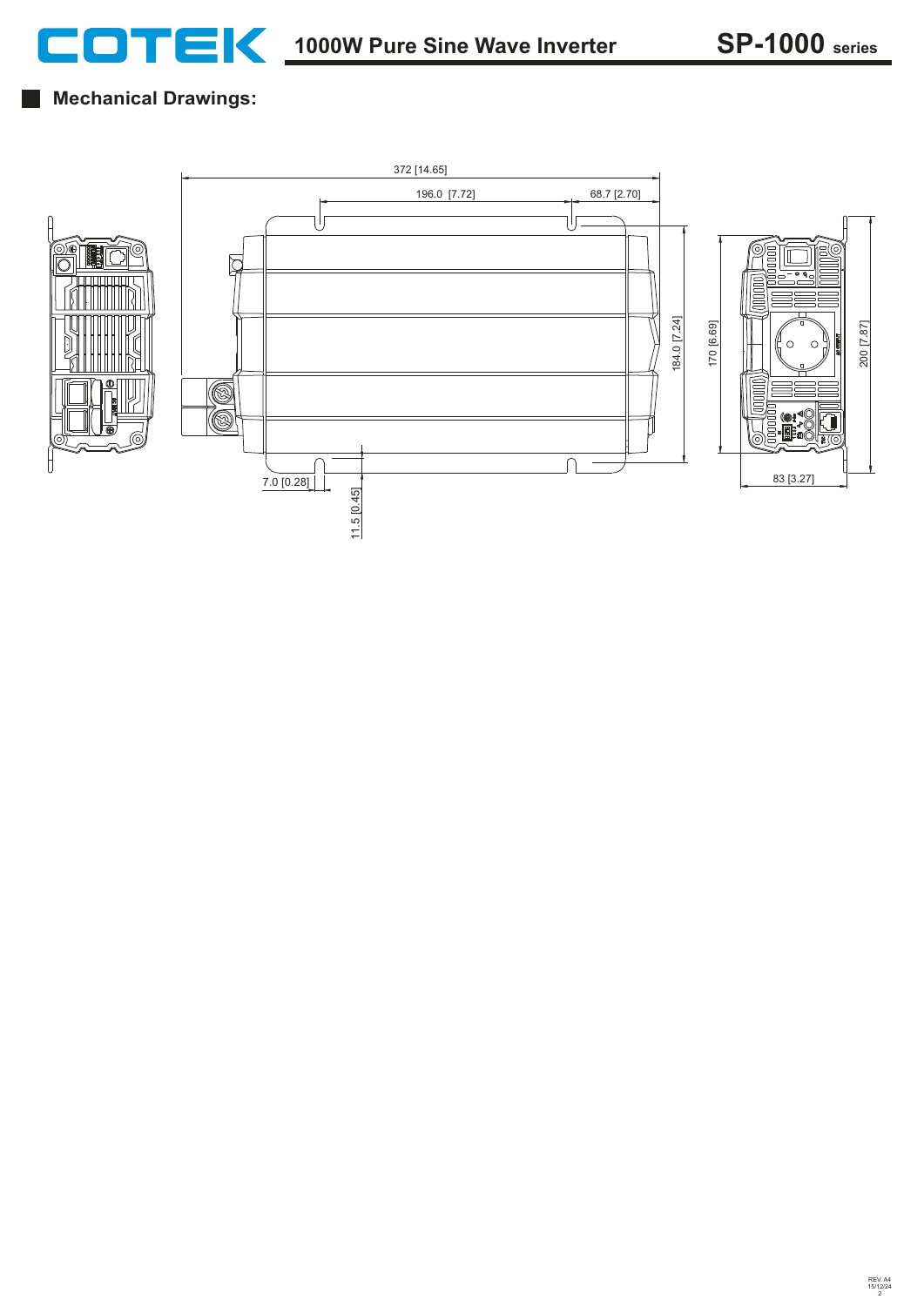## Mechanical Drawings:

372 [14.65]

196.0 [7.72]

68.7 [2.70]

184.0 [7.24]

170 [6.69]

200 [7.87]

7.0 [0.28]

11.5 [0.45]

83 [3.27]